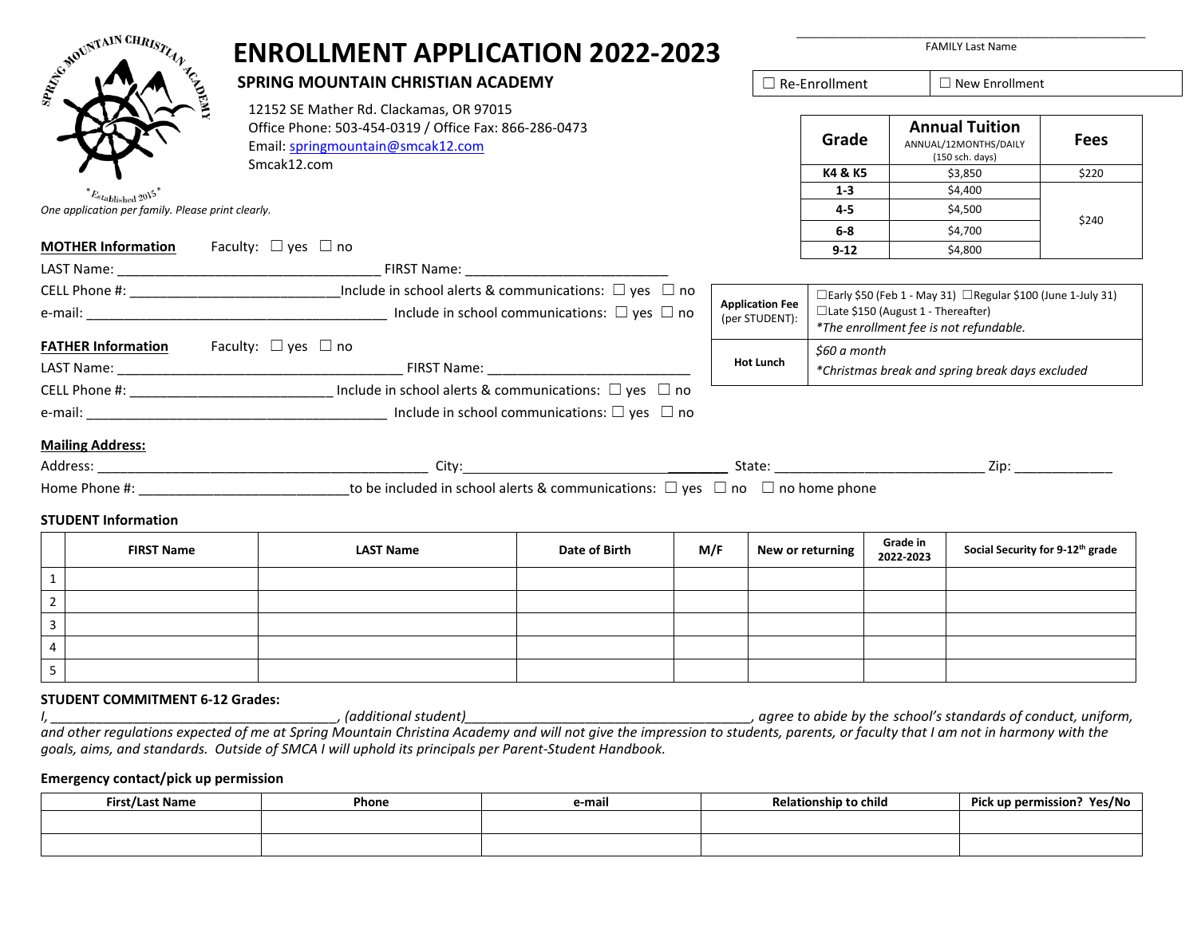# ENROLLMENT APPLICATION 2022-2023

## SPRING MOUNTAIN CHRISTIAN ACADEMY

12152 SE Mather Rd. Clackamas, OR 97015
Office Phone: 503-454-0319 / Office Fax: 866-286-0473
Email: springmountain@smcak12.com
Smcak12.com

*Established 2015*

_______________________________________
FAMILY Last Name

☐ Re-Enrollment ☐ New Enrollment

| Grade | Annual Tuition ANNUAL/12MONTHS/DAILY (150 sch. days) | Fees |
|---|---|---|
| K4 & K5 | $3,850 | $220 |
| 1-3 | $4,400 | $240 |
| 4-5 | $4,500 | |
| 6-8 | $4,700 | |
| 9-12 | $4,800 | |

| | |
|---|---|
| **Application Fee** (per STUDENT): | ☐Early $50 (Feb 1 - May 31) ☐Regular $100 (June 1-July 31) ☐Late $150 (August 1 - Thereafter) *\*The enrollment fee is not refundable.* |
| **Hot Lunch** | *$60 a month* *\*Christmas break and spring break days excluded* |

*One application per family. Please print clearly.*

**MOTHER Information** Faculty: ☐ yes ☐ no

LAST Name: ___________________________________ FIRST Name: ___________________________

CELL Phone #: ____________________________Include in school alerts & communications: ☐ yes ☐ no

e-mail: _________________________________________ Include in school communications: ☐ yes ☐ no

**FATHER Information** Faculty: ☐ yes ☐ no

LAST Name: ______________________________________ FIRST Name: ___________________________

CELL Phone #: ___________________________ Include in school alerts & communications: ☐ yes ☐ no

e-mail: _________________________________________ Include in school communications: ☐ yes ☐ no

**Mailing Address:**

Address: ____________________________________________ City:___________________________________ State: ____________________________ Zip: _____________

Home Phone #: ____________________________to be included in school alerts & communications: ☐ yes ☐ no ☐ no home phone

**STUDENT Information**

| | FIRST Name | LAST Name | Date of Birth | M/F | New or returning | Grade in 2022-2023 | Social Security for 9-12th grade |
|---|---|---|---|---|---|---|---|
| 1 | | | | | | | |
| 2 | | | | | | | |
| 3 | | | | | | | |
| 4 | | | | | | | |
| 5 | | | | | | | |

**STUDENT COMMITMENT 6-12 Grades:**

*I, _______________________________________, (additional student)_______________________________________, agree to abide by the school's standards of conduct, uniform, and other regulations expected of me at Spring Mountain Christina Academy and will not give the impression to students, parents, or faculty that I am not in harmony with the goals, aims, and standards. Outside of SMCA I will uphold its principals per Parent-Student Handbook.*

**Emergency contact/pick up permission**

| First/Last Name | Phone | e-mail | Relationship to child | Pick up permission? Yes/No |
|---|---|---|---|---|
| | | | | |
| | | | | |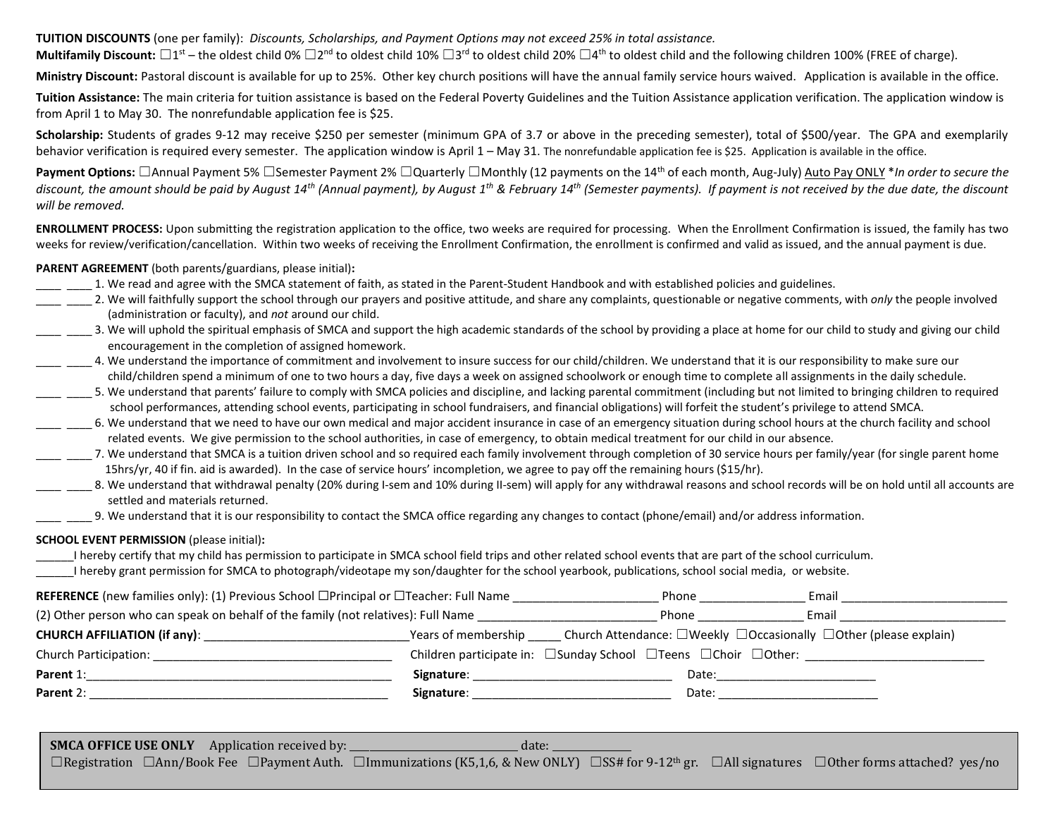**TUITION DISCOUNTS** (one per family): *Discounts, Scholarships, and Payment Options may not exceed 25% in total assistance.*
**Multifamily Discount:** ☐1st – the oldest child 0% ☐2nd to oldest child 10% ☐3rd to oldest child 20% ☐4th to oldest child and the following children 100% (FREE of charge).

**Ministry Discount:** Pastoral discount is available for up to 25%. Other key church positions will have the annual family service hours waived. Application is available in the office.

**Tuition Assistance:** The main criteria for tuition assistance is based on the Federal Poverty Guidelines and the Tuition Assistance application verification. The application window is from April 1 to May 30. The nonrefundable application fee is $25.

**Scholarship:** Students of grades 9-12 may receive $250 per semester (minimum GPA of 3.7 or above in the preceding semester), total of $500/year. The GPA and exemplarily behavior verification is required every semester. The application window is April 1 – May 31. The nonrefundable application fee is $25. Application is available in the office.

**Payment Options:** ☐Annual Payment 5% ☐Semester Payment 2% ☐Quarterly ☐Monthly (12 payments on the 14th of each month, Aug-July) Auto Pay ONLY \**In order to secure the discount, the amount should be paid by August 14th (Annual payment), by August 1st & February 14th (Semester payments). If payment is not received by the due date, the discount will be removed.*

**ENROLLMENT EVENT PROCESS:** Upon submitting the registration application to the office, two weeks are required for processing. When the Enrollment Confirmation is issued, the family has two weeks for review/verification/cancellation. Within two weeks of receiving the Enrollment Confirmation, the enrollment is confirmed and valid as issued, and the annual payment is due.

**PARENT AGREEMENT** (both parents/guardians, please initial)**:**

____ ____ 1. We read and agree with the SMCA statement of faith, as stated in the Parent-Student Handbook and with established policies and guidelines.

____ ____ 2. We will faithfully support the school through our prayers and positive attitude, and share any complaints, questionable or negative comments, with *only* the people involved (administration or faculty), and *not* around our child.

____ ____ 3. We will uphold the spiritual emphasis of SMCA and support the high academic standards of the school by providing a place at home for our child to study and giving our child encouragement in the completion of assigned homework.

____ ____ 4. We understand the importance of commitment and involvement to insure success for our child/children. We understand that it is our responsibility to make sure our child/children spend a minimum of one to two hours a day, five days a week on assigned schoolwork or enough time to complete all assignments in the daily schedule.

____ ____ 5. We understand that parents' failure to comply with SMCA policies and discipline, and lacking parental commitment (including but not limited to bringing children to required school performances, attending school events, participating in school fundraisers, and financial obligations) will forfeit the student's privilege to attend SMCA.

____ ____ 6. We understand that we need to have our own medical and major accident insurance in case of an emergency situation during school hours at the church facility and school related events. We give permission to the school authorities, in case of emergency, to obtain medical treatment for our child in our absence.

____ ____ 7. We understand that SMCA is a tuition driven school and so required each family involvement through completion of 30 service hours per family/year (for single parent home 15hrs/yr, 40 if fin. aid is awarded). In the case of service hours' incompletion, we agree to pay off the remaining hours ($15/hr).

____ ____ 8. We understand that withdrawal penalty (20% during I-sem and 10% during II-sem) will apply for any withdrawal reasons and school records will be on hold until all accounts are settled and materials returned.

____ ____ 9. We understand that it is our responsibility to contact the SMCA office regarding any changes to contact (phone/email) and/or address information.

**SCHOOL EVENT PERMISSION** (please initial)**:**

______I hereby certify that my child has permission to participate in SMCA school field trips and other related school events that are part of the school curriculum.

______I hereby grant permission for SMCA to photograph/videotape my son/daughter for the school yearbook, publications, school social media, or website.

**REFERENCE** (new families only): (1) Previous School ☐Principal or ☐Teacher: Full Name ______________________ Phone ________________ Email __________________________

(2) Other person who can speak on behalf of the family (not relatives): Full Name ____________________________ Phone ________________ Email __________________________

**CHURCH AFFILIATION (if any)**: _______________________________Years of membership _____ Church Attendance: ☐Weekly ☐Occasionally ☐Other (please explain)

Church Participation: ____________________________________ Children participate in: ☐Sunday School ☐Teens ☐Choir ☐Other: ___________________________

**Parent 1**:_______________________________________________ **Signature**: ______________________________ Date:________________________

**Parent 2**: ______________________________________________ **Signature**: ______________________________ Date: ________________________

**SMCA OFFICE USE ONLY** Application received by: ____________________________ date: _____________

☐Registration ☐Ann/Book Fee ☐Payment Auth. ☐Immunizations (K5,1,6, & New ONLY) ☐SS# for 9-12th gr. ☐All signatures ☐Other forms attached? yes/no